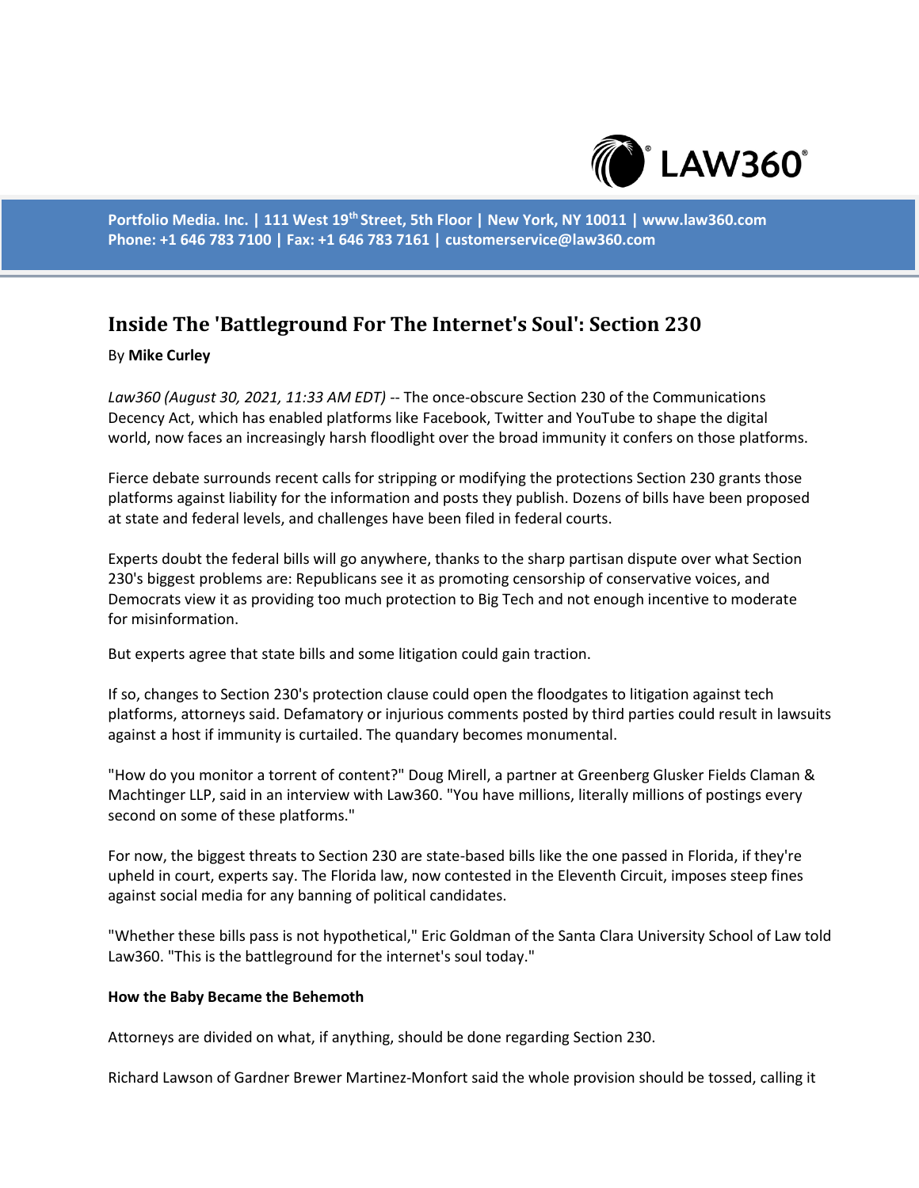# Inside The 'Battleground For The Internet's Soul': Section 230

By **Mike Curley**

*Law360 (August 30, 2021, 11:33 AM EDT)* -- The once-obscure Section 230 of the Communications Decency Act, which has enabled platforms like Facebook, Twitter and YouTube to shape the digital world, now faces an increasingly harsh floodlight over the broad immunity it confers on those platforms.

Fierce debate surrounds recent calls for stripping or modifying the protections Section 230 grants those platforms against liability for the information and posts they publish. Dozens of bills have been proposed at state and federal levels, and challenges have been filed in federal courts.

Experts doubt the federal bills will go anywhere, thanks to the sharp partisan dispute over what Section 230's biggest problems are: Republicans see it as promoting censorship of conservative voices, and Democrats view it as providing too much protection to Big Tech and not enough incentive to moderate for misinformation.

But experts agree that state bills and some litigation could gain traction.

If so, changes to Section 230's protection clause could open the floodgates to litigation against tech platforms, attorneys said. Defamatory or injurious comments posted by third parties could result in lawsuits against a host if immunity is curtailed. The quandary becomes monumental.

"How do you monitor a torrent of content?" Doug Mirell, a partner at Greenberg Glusker Fields Claman & Machtinger LLP, said in an interview with Law360. "You have millions, literally millions of postings every second on some of these platforms."

For now, the biggest threats to Section 230 are state-based bills like the one passed in Florida, if they're upheld in court, experts say. The Florida law, now contested in the Eleventh Circuit, imposes steep fines against social media for any banning of political candidates.

"Whether these bills pass is not hypothetical," Eric Goldman of the Santa Clara University School of Law told Law360. "This is the battleground for the internet's soul today."

**How the Baby Became the Behemoth**

Attorneys are divided on what, if anything, should be done regarding Section 230.

Richard Lawson of Gardner Brewer Martinez-Monfort said the whole provision should be tossed, calling it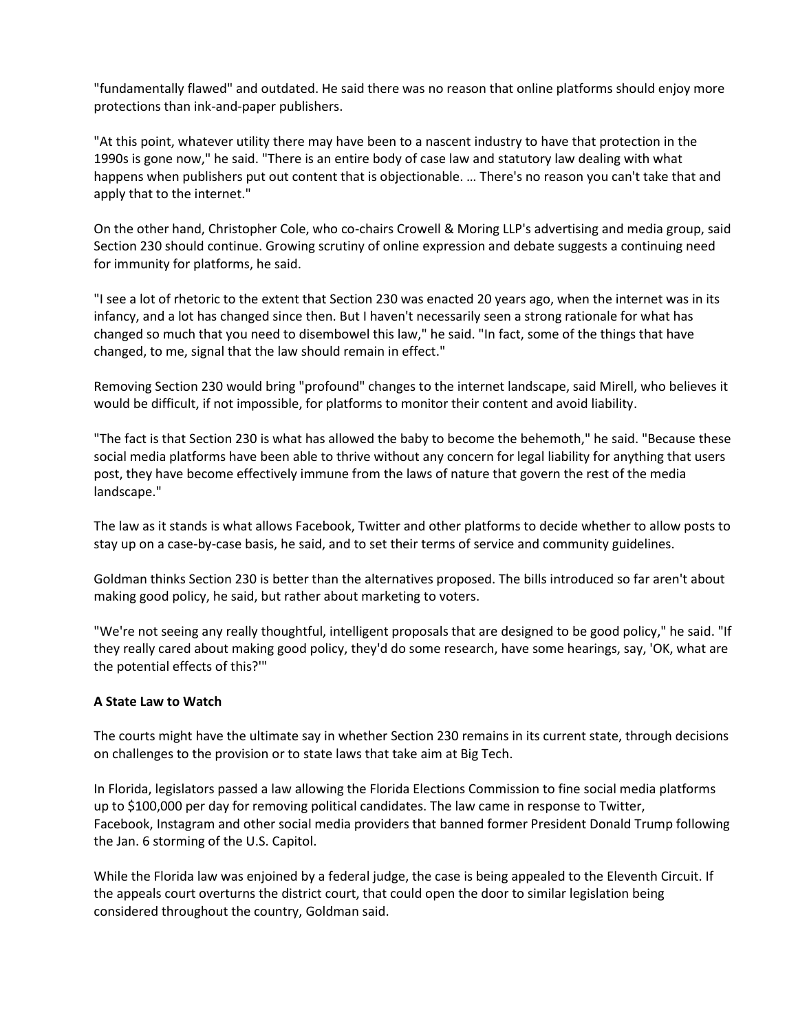"fundamentally flawed" and outdated. He said there was no reason that online platforms should enjoy more protections than ink-and-paper publishers.

"At this point, whatever utility there may have been to a nascent industry to have that protection in the 1990s is gone now," he said. "There is an entire body of case law and statutory law dealing with what happens when publishers put out content that is objectionable. … There's no reason you can't take that and apply that to the internet."

On the other hand, Christopher Cole, who co-chairs Crowell & Moring LLP's advertising and media group, said Section 230 should continue. Growing scrutiny of online expression and debate suggests a continuing need for immunity for platforms, he said.

"I see a lot of rhetoric to the extent that Section 230 was enacted 20 years ago, when the internet was in its infancy, and a lot has changed since then. But I haven't necessarily seen a strong rationale for what has changed so much that you need to disembowel this law," he said. "In fact, some of the things that have changed, to me, signal that the law should remain in effect."

Removing Section 230 would bring "profound" changes to the internet landscape, said Mirell, who believes it would be difficult, if not impossible, for platforms to monitor their content and avoid liability.

"The fact is that Section 230 is what has allowed the baby to become the behemoth," he said. "Because these social media platforms have been able to thrive without any concern for legal liability for anything that users post, they have become effectively immune from the laws of nature that govern the rest of the media landscape."

The law as it stands is what allows Facebook, Twitter and other platforms to decide whether to allow posts to stay up on a case-by-case basis, he said, and to set their terms of service and community guidelines.

Goldman thinks Section 230 is better than the alternatives proposed. The bills introduced so far aren't about making good policy, he said, but rather about marketing to voters.

"We're not seeing any really thoughtful, intelligent proposals that are designed to be good policy," he said. "If they really cared about making good policy, they'd do some research, have some hearings, say, 'OK, what are the potential effects of this?'"

**A State Law to Watch**

The courts might have the ultimate say in whether Section 230 remains in its current state, through decisions on challenges to the provision or to state laws that take aim at Big Tech.

In Florida, legislators passed a law allowing the Florida Elections Commission to fine social media platforms up to $100,000 per day for removing political candidates. The law came in response to Twitter, Facebook, Instagram and other social media providers that banned former President Donald Trump following the Jan. 6 storming of the U.S. Capitol.

While the Florida law was enjoined by a federal judge, the case is being appealed to the Eleventh Circuit. If the appeals court overturns the district court, that could open the door to similar legislation being considered throughout the country, Goldman said.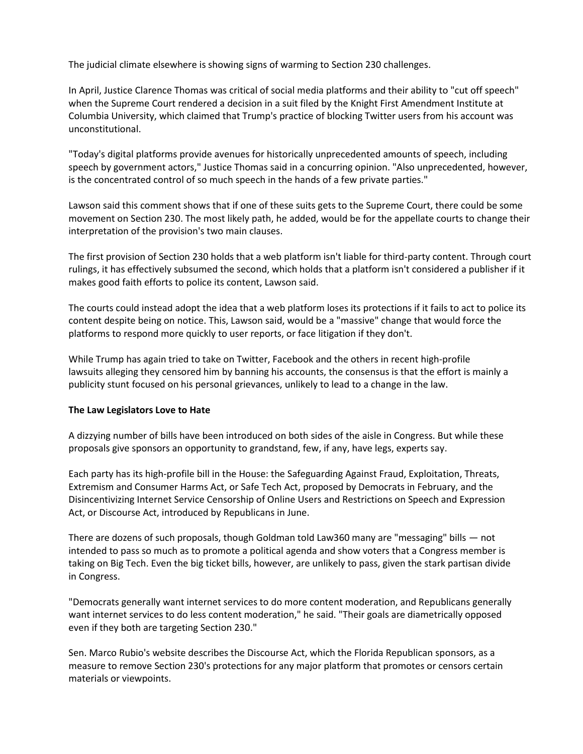The judicial climate elsewhere is showing signs of warming to Section 230 challenges.

In April, Justice Clarence Thomas was critical of social media platforms and their ability to "cut off speech" when the Supreme Court rendered a decision in a suit filed by the Knight First Amendment Institute at Columbia University, which claimed that Trump's practice of blocking Twitter users from his account was unconstitutional.

"Today's digital platforms provide avenues for historically unprecedented amounts of speech, including speech by government actors," Justice Thomas said in a concurring opinion. "Also unprecedented, however, is the concentrated control of so much speech in the hands of a few private parties."

Lawson said this comment shows that if one of these suits gets to the Supreme Court, there could be some movement on Section 230. The most likely path, he added, would be for the appellate courts to change their interpretation of the provision's two main clauses.

The first provision of Section 230 holds that a web platform isn't liable for third-party content. Through court rulings, it has effectively subsumed the second, which holds that a platform isn't considered a publisher if it makes good faith efforts to police its content, Lawson said.

The courts could instead adopt the idea that a web platform loses its protections if it fails to act to police its content despite being on notice. This, Lawson said, would be a "massive" change that would force the platforms to respond more quickly to user reports, or face litigation if they don't.

While Trump has again tried to take on Twitter, Facebook and the others in recent high-profile lawsuits alleging they censored him by banning his accounts, the consensus is that the effort is mainly a publicity stunt focused on his personal grievances, unlikely to lead to a change in the law.

**The Law Legislators Love to Hate**

A dizzying number of bills have been introduced on both sides of the aisle in Congress. But while these proposals give sponsors an opportunity to grandstand, few, if any, have legs, experts say.

Each party has its high-profile bill in the House: the Safeguarding Against Fraud, Exploitation, Threats, Extremism and Consumer Harms Act, or Safe Tech Act, proposed by Democrats in February, and the Disincentivizing Internet Service Censorship of Online Users and Restrictions on Speech and Expression Act, or Discourse Act, introduced by Republicans in June.

There are dozens of such proposals, though Goldman told Law360 many are "messaging" bills — not intended to pass so much as to promote a political agenda and show voters that a Congress member is taking on Big Tech. Even the big ticket bills, however, are unlikely to pass, given the stark partisan divide in Congress.

"Democrats generally want internet services to do more content moderation, and Republicans generally want internet services to do less content moderation," he said. "Their goals are diametrically opposed even if they both are targeting Section 230."

Sen. Marco Rubio's website describes the Discourse Act, which the Florida Republican sponsors, as a measure to remove Section 230's protections for any major platform that promotes or censors certain materials or viewpoints.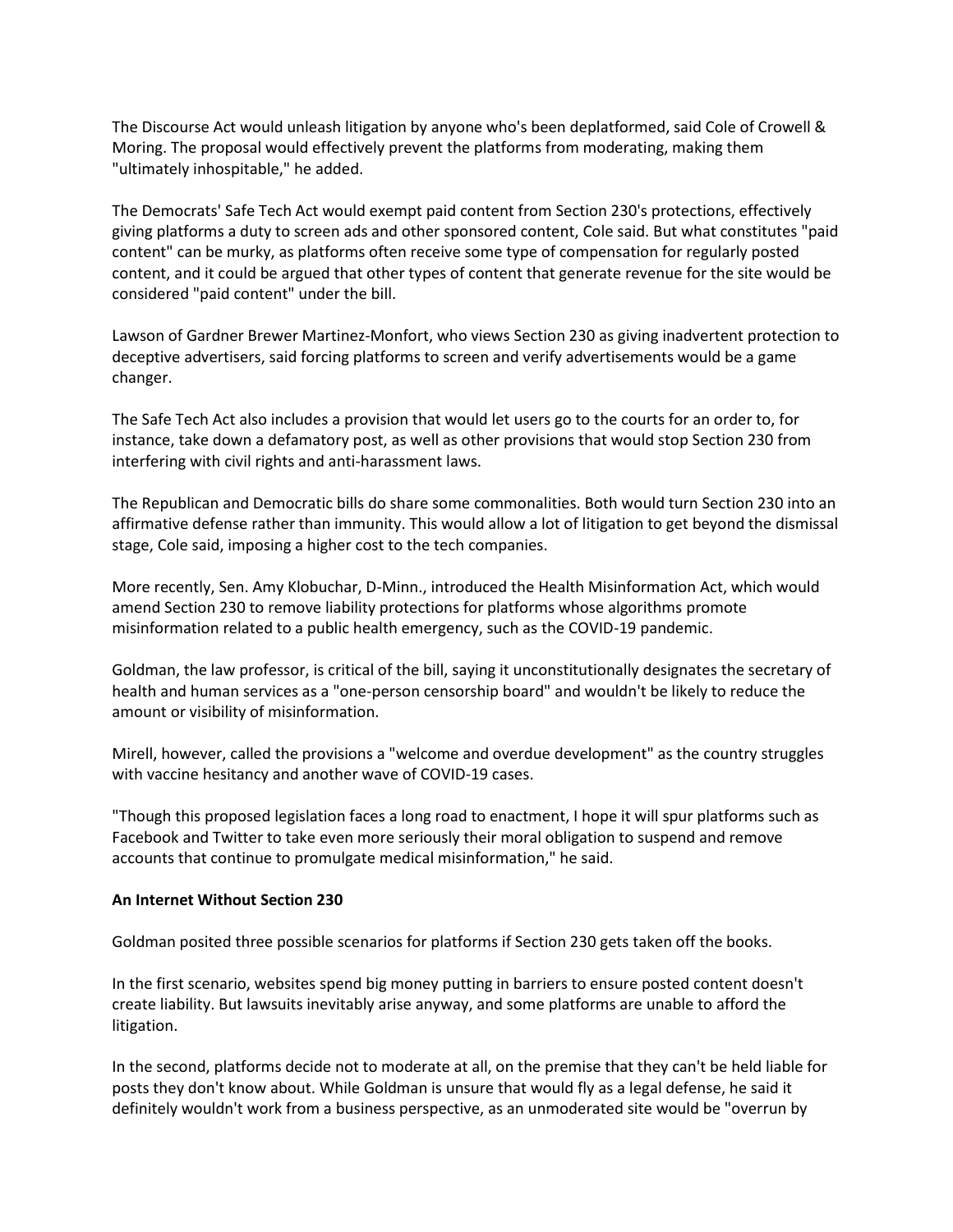The Discourse Act would unleash litigation by anyone who's been deplatformed, said Cole of Crowell & Moring. The proposal would effectively prevent the platforms from moderating, making them "ultimately inhospitable," he added.

The Democrats' Safe Tech Act would exempt paid content from Section 230's protections, effectively giving platforms a duty to screen ads and other sponsored content, Cole said. But what constitutes "paid content" can be murky, as platforms often receive some type of compensation for regularly posted content, and it could be argued that other types of content that generate revenue for the site would be considered "paid content" under the bill.

Lawson of Gardner Brewer Martinez-Monfort, who views Section 230 as giving inadvertent protection to deceptive advertisers, said forcing platforms to screen and verify advertisements would be a game changer.

The Safe Tech Act also includes a provision that would let users go to the courts for an order to, for instance, take down a defamatory post, as well as other provisions that would stop Section 230 from interfering with civil rights and anti-harassment laws.

The Republican and Democratic bills do share some commonalities. Both would turn Section 230 into an affirmative defense rather than immunity. This would allow a lot of litigation to get beyond the dismissal stage, Cole said, imposing a higher cost to the tech companies.

More recently, Sen. Amy Klobuchar, D-Minn., introduced the Health Misinformation Act, which would amend Section 230 to remove liability protections for platforms whose algorithms promote misinformation related to a public health emergency, such as the COVID-19 pandemic.

Goldman, the law professor, is critical of the bill, saying it unconstitutionally designates the secretary of health and human services as a "one-person censorship board" and wouldn't be likely to reduce the amount or visibility of misinformation.

Mirell, however, called the provisions a "welcome and overdue development" as the country struggles with vaccine hesitancy and another wave of COVID-19 cases.

"Though this proposed legislation faces a long road to enactment, I hope it will spur platforms such as Facebook and Twitter to take even more seriously their moral obligation to suspend and remove accounts that continue to promulgate medical misinformation," he said.

**An Internet Without Section 230**

Goldman posited three possible scenarios for platforms if Section 230 gets taken off the books.

In the first scenario, websites spend big money putting in barriers to ensure posted content doesn't create liability. But lawsuits inevitably arise anyway, and some platforms are unable to afford the litigation.

In the second, platforms decide not to moderate at all, on the premise that they can't be held liable for posts they don't know about. While Goldman is unsure that would fly as a legal defense, he said it definitely wouldn't work from a business perspective, as an unmoderated site would be "overrun by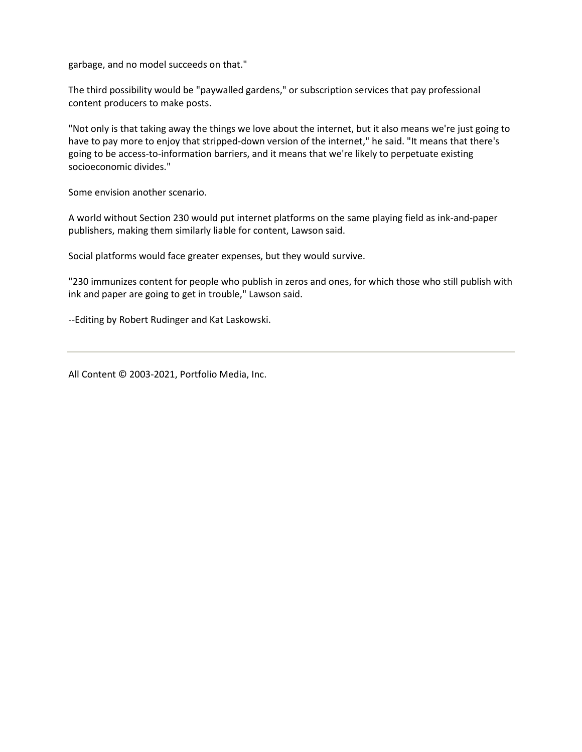garbage, and no model succeeds on that."

The third possibility would be "paywalled gardens," or subscription services that pay professional content producers to make posts.

"Not only is that taking away the things we love about the internet, but it also means we're just going to have to pay more to enjoy that stripped-down version of the internet," he said. "It means that there's going to be access-to-information barriers, and it means that we're likely to perpetuate existing socioeconomic divides."

Some envision another scenario.

A world without Section 230 would put internet platforms on the same playing field as ink-and-paper publishers, making them similarly liable for content, Lawson said.

Social platforms would face greater expenses, but they would survive.

"230 immunizes content for people who publish in zeros and ones, for which those who still publish with ink and paper are going to get in trouble," Lawson said.

--Editing by Robert Rudinger and Kat Laskowski.

---

All Content © 2003-2021, Portfolio Media, Inc.